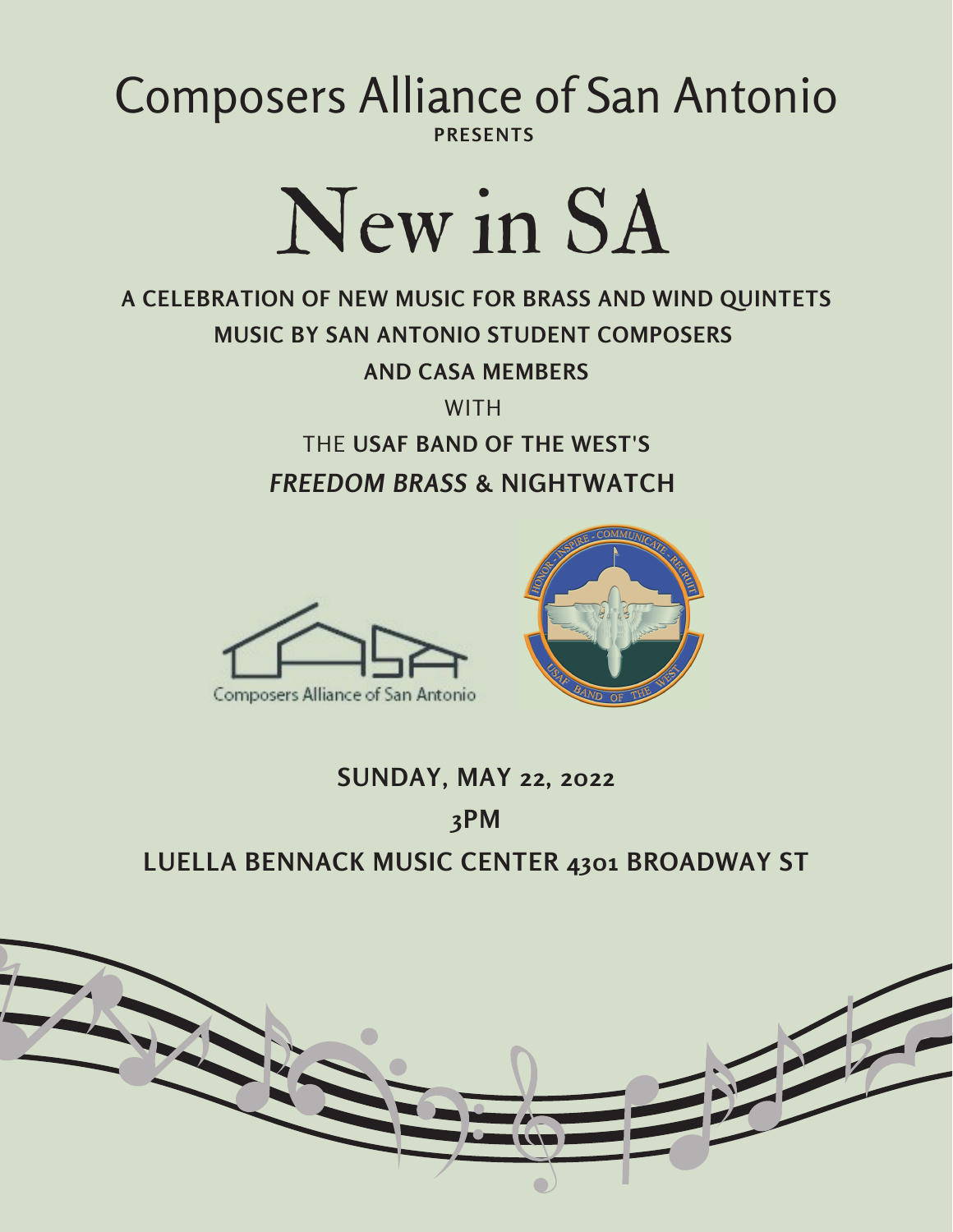Composers Alliance of San Antonio

PRESENTS

# New in SA

**A CELEBRATION OF NEW MUSIC FOR BRASS AND WIND QUINTETS**

**MUSIC BY SAN ANTONIO STUDENT COMPOSERS**

**AND CASA MEMBERS**

WITH

THE **USAF BAND OF THE WEST'S**

***FREEDOM BRASS*** **& NIGHTWATCH**

Composers Alliance of San Antonio

HONOR - INSPIRE - COMMUNICATE - RECRUIT

USAF BAND OF THE WEST

**SUNDAY, MAY 22, 2022**

**3PM**

**LUELLA BENNACK MUSIC CENTER 4301 BROADWAY ST**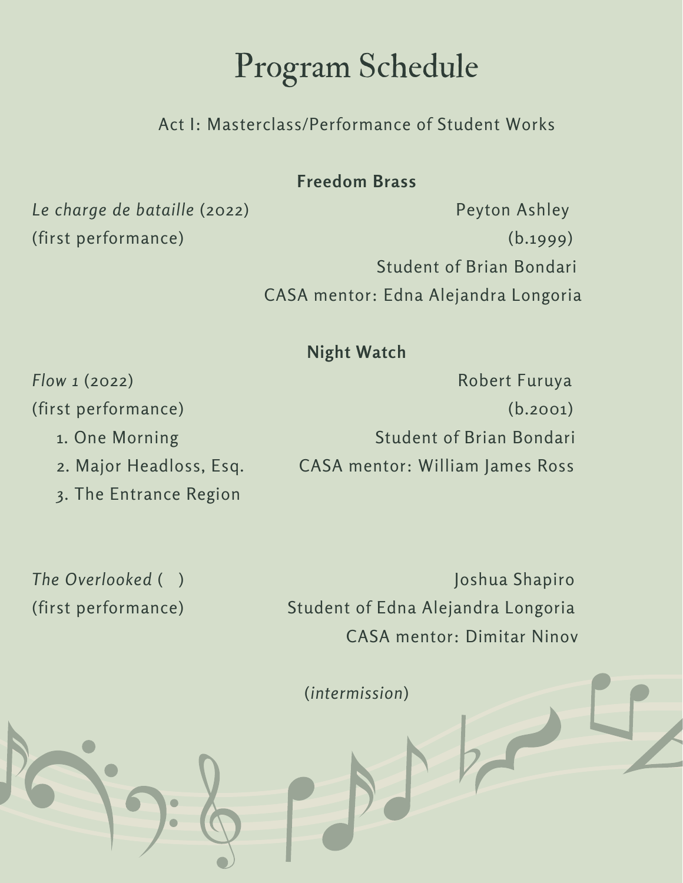# Program Schedule

Act I: Masterclass/Performance of Student Works

**Freedom Brass**

*Le charge de bataille* (2022)
(first performance)

Peyton Ashley
(b.1999)
Student of Brian Bondari
CASA mentor: Edna Alejandra Longoria

**Night Watch**

*Flow 1* (2022)
(first performance)

1. One Morning
2. Major Headloss, Esq.
3. The Entrance Region

Robert Furuya
(b.2001)
Student of Brian Bondari
CASA mentor: William James Ross

*The Overlooked* (  )
(first performance)

Joshua Shapiro
Student of Edna Alejandra Longoria
CASA mentor: Dimitar Ninov

(*intermission*)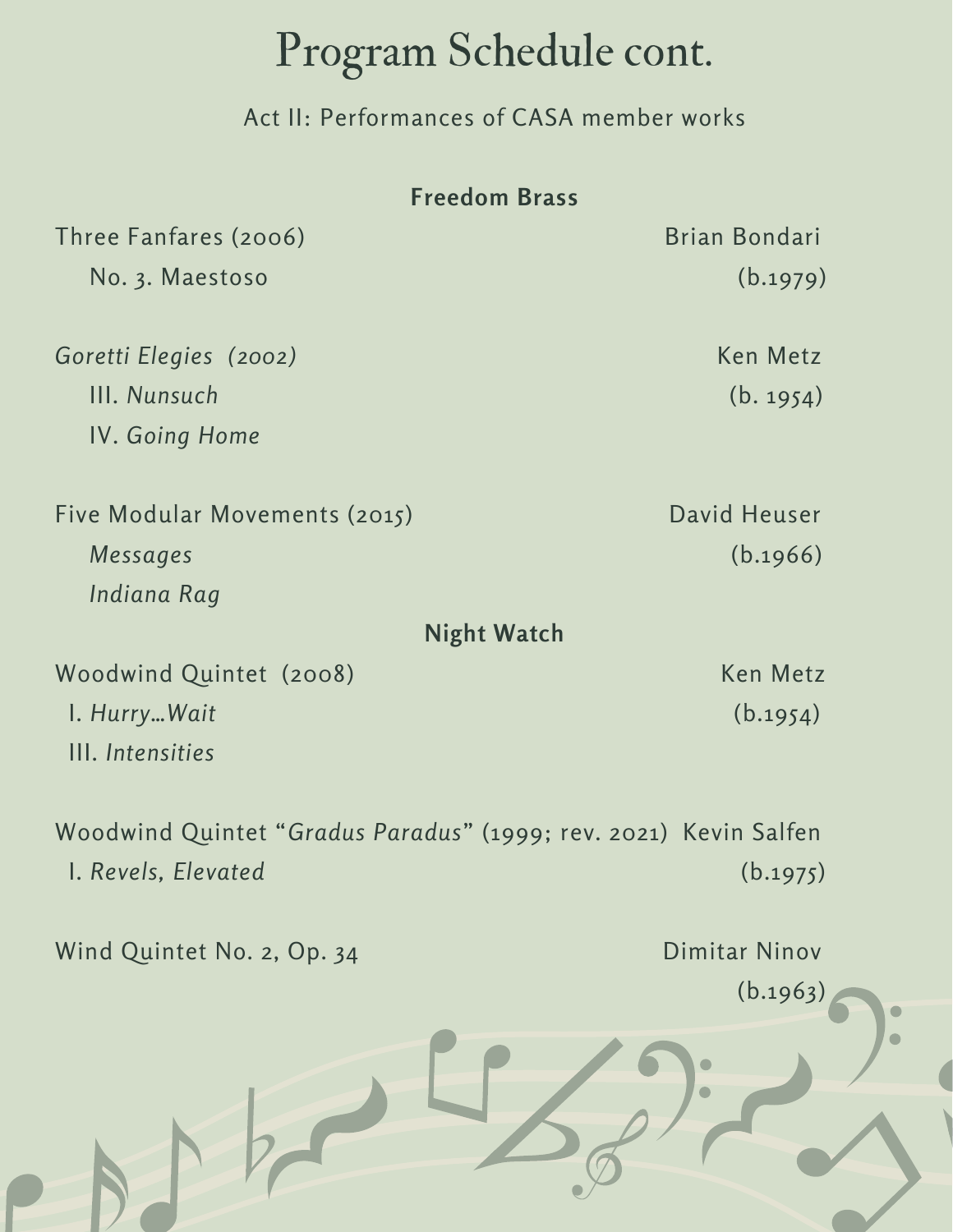# Program Schedule cont.

Act II: Performances of CASA member works

**Freedom Brass**

Three Fanfares (2006) — Brian Bondari (b.1979)

- No. 3. Maestoso

*Goretti Elegies (2002)* — Ken Metz (b. 1954)

- III. *Nunsuch*
- IV. *Going Home*

Five Modular Movements (2015) — David Heuser (b.1966)

- *Messages*
- *Indiana Rag*

**Night Watch**

Woodwind Quintet (2008) — Ken Metz (b.1954)

- I. *Hurry…Wait*
- III. *Intensities*

Woodwind Quintet "*Gradus Paradus*" (1999; rev. 2021) — Kevin Salfen (b.1975)

- I. *Revels, Elevated*

Wind Quintet No. 2, Op. 34 — Dimitar Ninov (b.1963)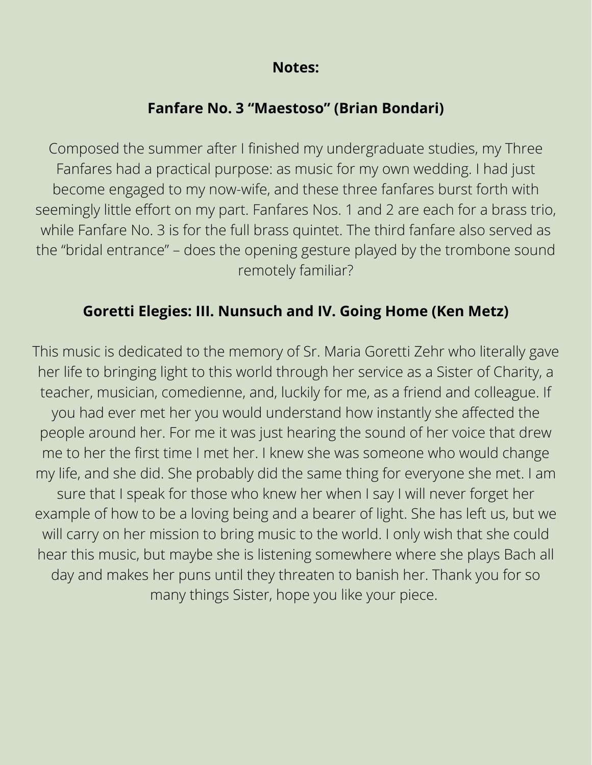## Notes:

### Fanfare No. 3 “Maestoso” (Brian Bondari)

Composed the summer after I finished my undergraduate studies, my Three Fanfares had a practical purpose: as music for my own wedding. I had just become engaged to my now-wife, and these three fanfares burst forth with seemingly little effort on my part. Fanfares Nos. 1 and 2 are each for a brass trio, while Fanfare No. 3 is for the full brass quintet. The third fanfare also served as the “bridal entrance” – does the opening gesture played by the trombone sound remotely familiar?

### Goretti Elegies: III. Nunsuch and IV. Going Home (Ken Metz)

This music is dedicated to the memory of Sr. Maria Goretti Zehr who literally gave her life to bringing light to this world through her service as a Sister of Charity, a teacher, musician, comedienne, and, luckily for me, as a friend and colleague. If you had ever met her you would understand how instantly she affected the people around her. For me it was just hearing the sound of her voice that drew me to her the first time I met her. I knew she was someone who would change my life, and she did. She probably did the same thing for everyone she met. I am sure that I speak for those who knew her when I say I will never forget her example of how to be a loving being and a bearer of light. She has left us, but we will carry on her mission to bring music to the world. I only wish that she could hear this music, but maybe she is listening somewhere where she plays Bach all day and makes her puns until they threaten to banish her. Thank you for so many things Sister, hope you like your piece.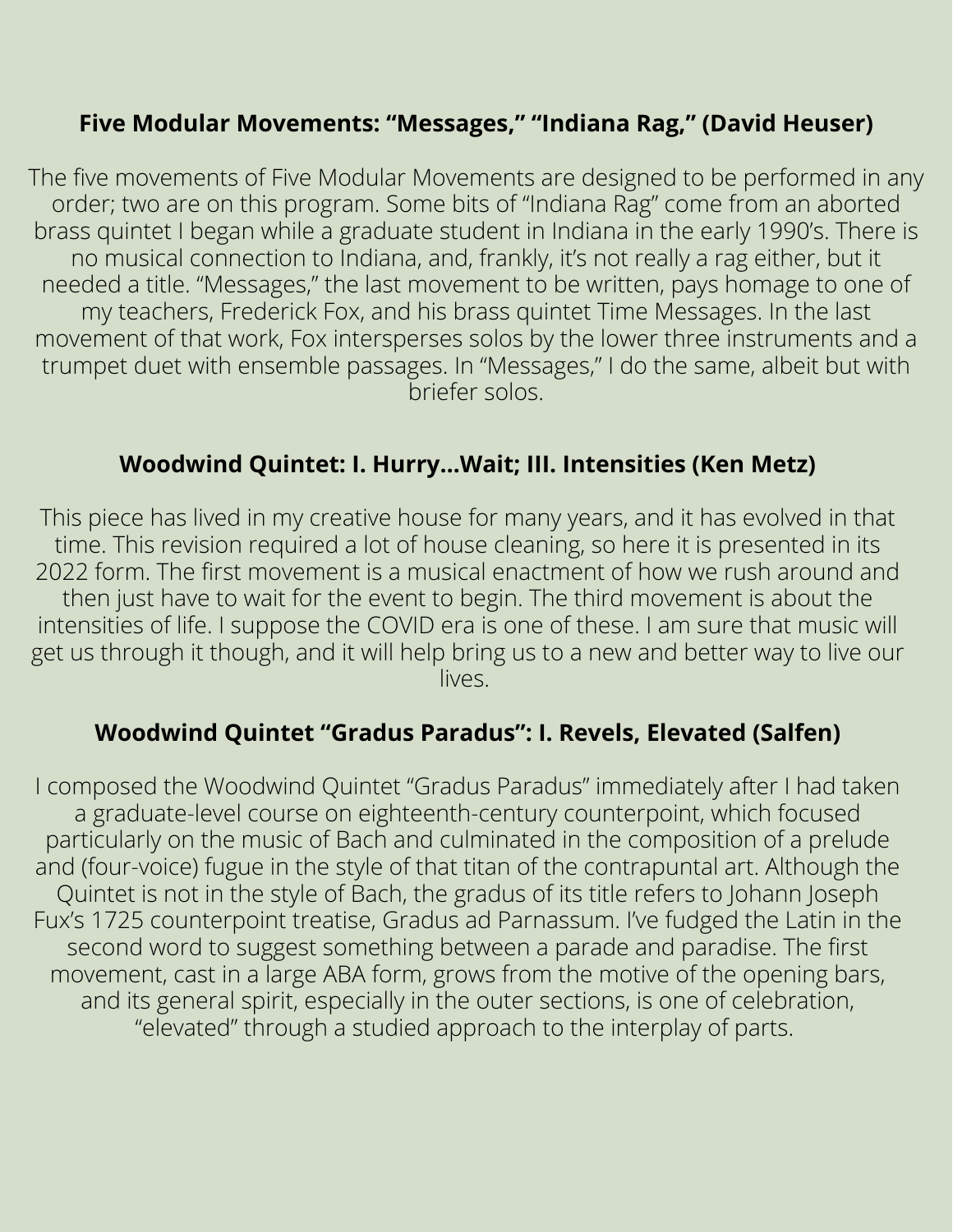**Five Modular Movements: “Messages,” “Indiana Rag,” (David Heuser)**

The five movements of Five Modular Movements are designed to be performed in any order; two are on this program. Some bits of “Indiana Rag” come from an aborted brass quintet I began while a graduate student in Indiana in the early 1990’s. There is no musical connection to Indiana, and, frankly, it’s not really a rag either, but it needed a title. “Messages,” the last movement to be written, pays homage to one of my teachers, Frederick Fox, and his brass quintet Time Messages. In the last movement of that work, Fox intersperses solos by the lower three instruments and a trumpet duet with ensemble passages. In “Messages,” I do the same, albeit but with briefer solos.

**Woodwind Quintet: I. Hurry...Wait; III. Intensities (Ken Metz)**

This piece has lived in my creative house for many years, and it has evolved in that time. This revision required a lot of house cleaning, so here it is presented in its 2022 form. The first movement is a musical enactment of how we rush around and then just have to wait for the event to begin. The third movement is about the intensities of life. I suppose the COVID era is one of these. I am sure that music will get us through it though, and it will help bring us to a new and better way to live our lives.

**Woodwind Quintet “Gradus Paradus”: I. Revels, Elevated (Salfen)**

I composed the Woodwind Quintet “Gradus Paradus” immediately after I had taken a graduate-level course on eighteenth-century counterpoint, which focused particularly on the music of Bach and culminated in the composition of a prelude and (four-voice) fugue in the style of that titan of the contrapuntal art. Although the Quintet is not in the style of Bach, the gradus of its title refers to Johann Joseph Fux’s 1725 counterpoint treatise, Gradus ad Parnassum. I’ve fudged the Latin in the second word to suggest something between a parade and paradise. The first movement, cast in a large ABA form, grows from the motive of the opening bars, and its general spirit, especially in the outer sections, is one of celebration, “elevated” through a studied approach to the interplay of parts.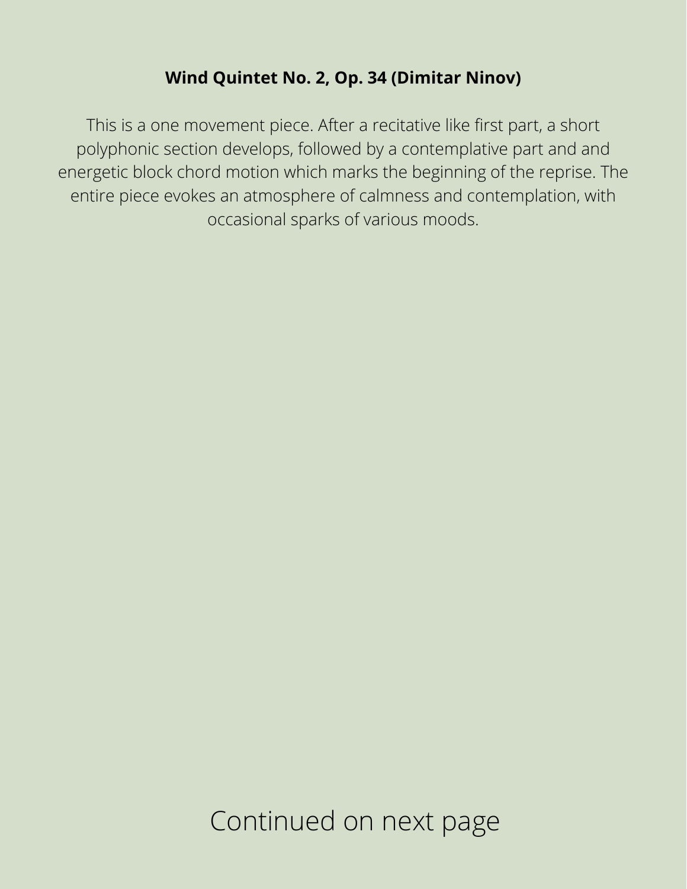**Wind Quintet No. 2, Op. 34 (Dimitar Ninov)**

This is a one movement piece. After a recitative like first part, a short polyphonic section develops, followed by a contemplative part and and energetic block chord motion which marks the beginning of the reprise. The entire piece evokes an atmosphere of calmness and contemplation, with occasional sparks of various moods.

Continued on next page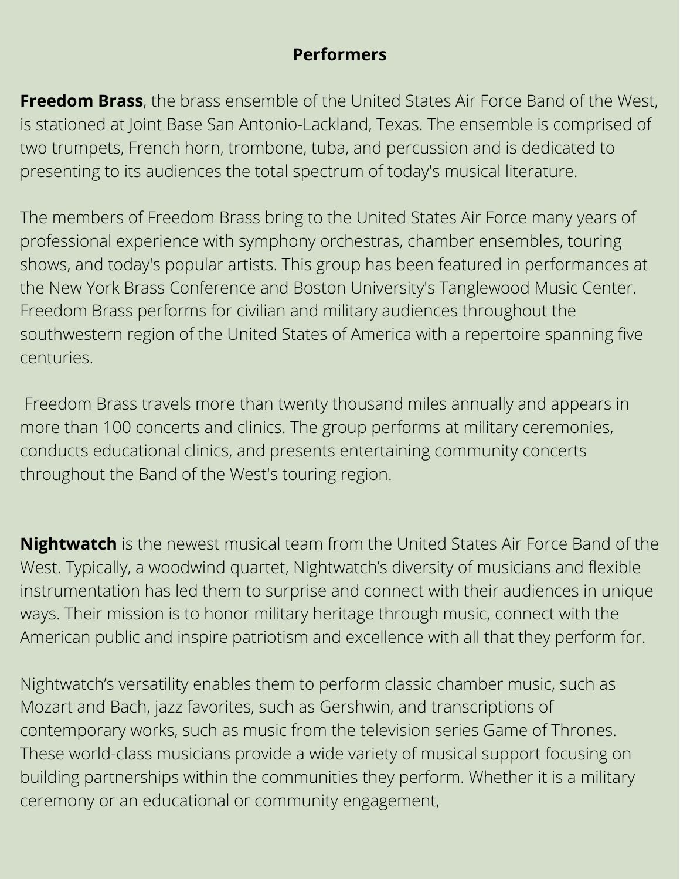## Performers

**Freedom Brass**, the brass ensemble of the United States Air Force Band of the West, is stationed at Joint Base San Antonio-Lackland, Texas. The ensemble is comprised of two trumpets, French horn, trombone, tuba, and percussion and is dedicated to presenting to its audiences the total spectrum of today's musical literature.

The members of Freedom Brass bring to the United States Air Force many years of professional experience with symphony orchestras, chamber ensembles, touring shows, and today's popular artists. This group has been featured in performances at the New York Brass Conference and Boston University's Tanglewood Music Center. Freedom Brass performs for civilian and military audiences throughout the southwestern region of the United States of America with a repertoire spanning five centuries.

Freedom Brass travels more than twenty thousand miles annually and appears in more than 100 concerts and clinics. The group performs at military ceremonies, conducts educational clinics, and presents entertaining community concerts throughout the Band of the West's touring region.

**Nightwatch** is the newest musical team from the United States Air Force Band of the West. Typically, a woodwind quartet, Nightwatch's diversity of musicians and flexible instrumentation has led them to surprise and connect with their audiences in unique ways. Their mission is to honor military heritage through music, connect with the American public and inspire patriotism and excellence with all that they perform for.

Nightwatch's versatility enables them to perform classic chamber music, such as Mozart and Bach, jazz favorites, such as Gershwin, and transcriptions of contemporary works, such as music from the television series Game of Thrones. These world-class musicians provide a wide variety of musical support focusing on building partnerships within the communities they perform. Whether it is a military ceremony or an educational or community engagement,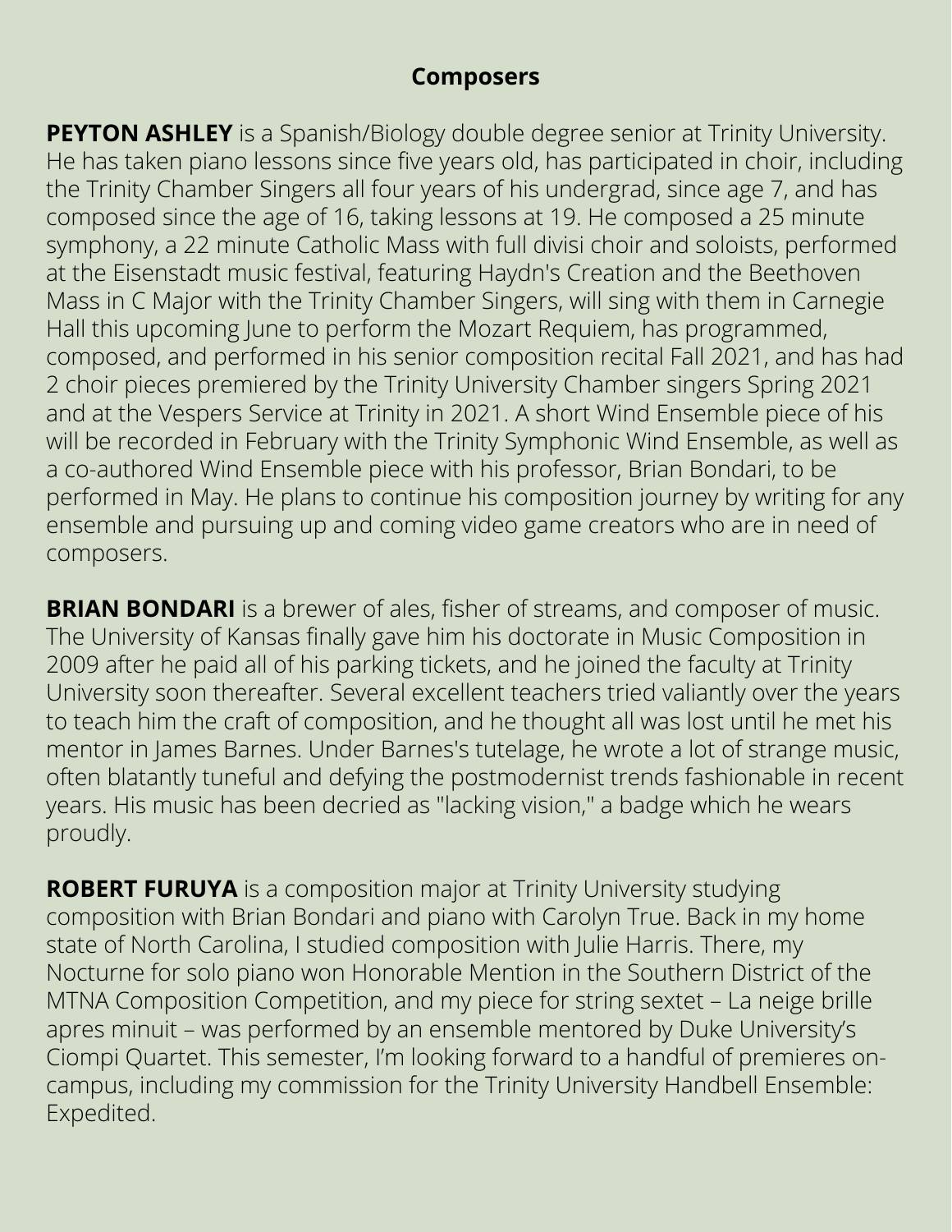## Composers

**PEYTON ASHLEY** is a Spanish/Biology double degree senior at Trinity University. He has taken piano lessons since five years old, has participated in choir, including the Trinity Chamber Singers all four years of his undergrad, since age 7, and has composed since the age of 16, taking lessons at 19. He composed a 25 minute symphony, a 22 minute Catholic Mass with full divisi choir and soloists, performed at the Eisenstadt music festival, featuring Haydn's Creation and the Beethoven Mass in C Major with the Trinity Chamber Singers, will sing with them in Carnegie Hall this upcoming June to perform the Mozart Requiem, has programmed, composed, and performed in his senior composition recital Fall 2021, and has had 2 choir pieces premiered by the Trinity University Chamber singers Spring 2021 and at the Vespers Service at Trinity in 2021. A short Wind Ensemble piece of his will be recorded in February with the Trinity Symphonic Wind Ensemble, as well as a co-authored Wind Ensemble piece with his professor, Brian Bondari, to be performed in May. He plans to continue his composition journey by writing for any ensemble and pursuing up and coming video game creators who are in need of composers.

**BRIAN BONDARI** is a brewer of ales, fisher of streams, and composer of music. The University of Kansas finally gave him his doctorate in Music Composition in 2009 after he paid all of his parking tickets, and he joined the faculty at Trinity University soon thereafter. Several excellent teachers tried valiantly over the years to teach him the craft of composition, and he thought all was lost until he met his mentor in James Barnes. Under Barnes's tutelage, he wrote a lot of strange music, often blatantly tuneful and defying the postmodernist trends fashionable in recent years. His music has been decried as "lacking vision," a badge which he wears proudly.

**ROBERT FURUYA** is a composition major at Trinity University studying composition with Brian Bondari and piano with Carolyn True. Back in my home state of North Carolina, I studied composition with Julie Harris. There, my Nocturne for solo piano won Honorable Mention in the Southern District of the MTNA Composition Competition, and my piece for string sextet – La neige brille apres minuit – was performed by an ensemble mentored by Duke University's Ciompi Quartet. This semester, I'm looking forward to a handful of premieres on-campus, including my commission for the Trinity University Handbell Ensemble: Expedited.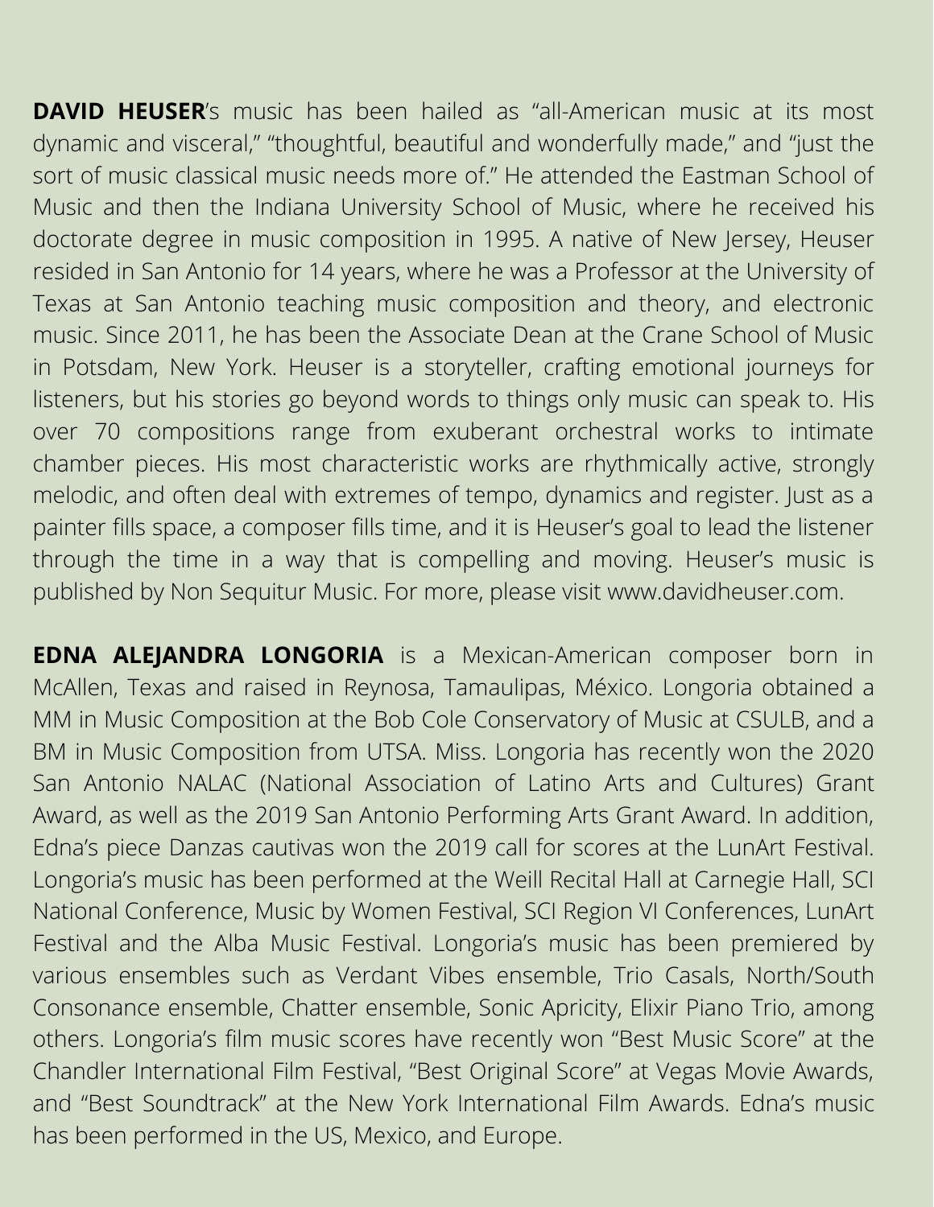**DAVID HEUSER**'s music has been hailed as "all-American music at its most dynamic and visceral," "thoughtful, beautiful and wonderfully made," and "just the sort of music classical music needs more of." He attended the Eastman School of Music and then the Indiana University School of Music, where he received his doctorate degree in music composition in 1995. A native of New Jersey, Heuser resided in San Antonio for 14 years, where he was a Professor at the University of Texas at San Antonio teaching music composition and theory, and electronic music. Since 2011, he has been the Associate Dean at the Crane School of Music in Potsdam, New York. Heuser is a storyteller, crafting emotional journeys for listeners, but his stories go beyond words to things only music can speak to. His over 70 compositions range from exuberant orchestral works to intimate chamber pieces. His most characteristic works are rhythmically active, strongly melodic, and often deal with extremes of tempo, dynamics and register. Just as a painter fills space, a composer fills time, and it is Heuser's goal to lead the listener through the time in a way that is compelling and moving. Heuser's music is published by Non Sequitur Music. For more, please visit www.davidheuser.com.

**EDNA ALEJANDRA LONGORIA** is a Mexican-American composer born in McAllen, Texas and raised in Reynosa, Tamaulipas, México. Longoria obtained a MM in Music Composition at the Bob Cole Conservatory of Music at CSULB, and a BM in Music Composition from UTSA. Miss. Longoria has recently won the 2020 San Antonio NALAC (National Association of Latino Arts and Cultures) Grant Award, as well as the 2019 San Antonio Performing Arts Grant Award. In addition, Edna's piece Danzas cautivas won the 2019 call for scores at the LunArt Festival. Longoria's music has been performed at the Weill Recital Hall at Carnegie Hall, SCI National Conference, Music by Women Festival, SCI Region VI Conferences, LunArt Festival and the Alba Music Festival. Longoria's music has been premiered by various ensembles such as Verdant Vibes ensemble, Trio Casals, North/South Consonance ensemble, Chatter ensemble, Sonic Apricity, Elixir Piano Trio, among others. Longoria's film music scores have recently won "Best Music Score" at the Chandler International Film Festival, "Best Original Score" at Vegas Movie Awards, and "Best Soundtrack" at the New York International Film Awards. Edna's music has been performed in the US, Mexico, and Europe.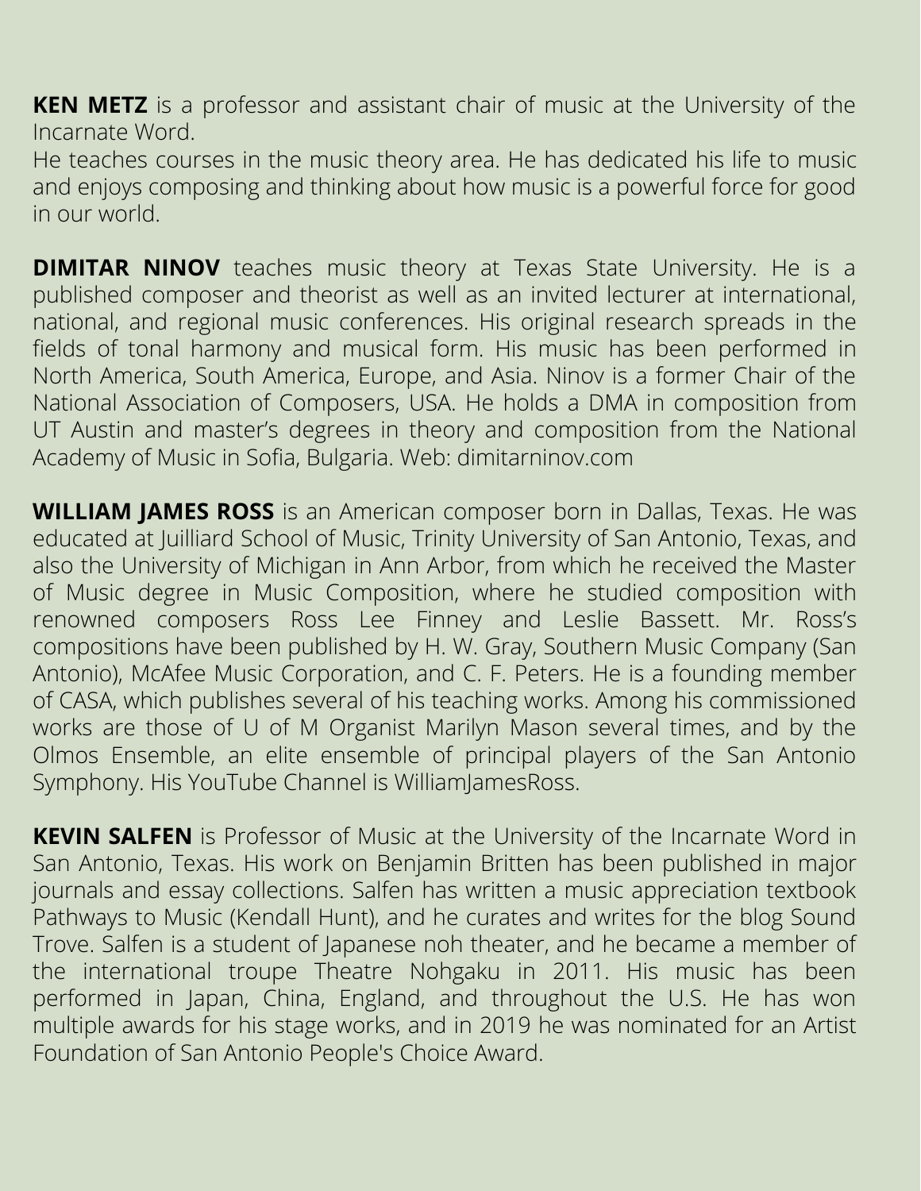**KEN METZ** is a professor and assistant chair of music at the University of the Incarnate Word.
He teaches courses in the music theory area. He has dedicated his life to music and enjoys composing and thinking about how music is a powerful force for good in our world.

**DIMITAR NINOV** teaches music theory at Texas State University. He is a published composer and theorist as well as an invited lecturer at international, national, and regional music conferences. His original research spreads in the fields of tonal harmony and musical form. His music has been performed in North America, South America, Europe, and Asia. Ninov is a former Chair of the National Association of Composers, USA. He holds a DMA in composition from UT Austin and master's degrees in theory and composition from the National Academy of Music in Sofia, Bulgaria. Web: dimitarninov.com

**WILLIAM JAMES ROSS** is an American composer born in Dallas, Texas. He was educated at Juilliard School of Music, Trinity University of San Antonio, Texas, and also the University of Michigan in Ann Arbor, from which he received the Master of Music degree in Music Composition, where he studied composition with renowned composers Ross Lee Finney and Leslie Bassett. Mr. Ross's compositions have been published by H. W. Gray, Southern Music Company (San Antonio), McAfee Music Corporation, and C. F. Peters. He is a founding member of CASA, which publishes several of his teaching works. Among his commissioned works are those of U of M Organist Marilyn Mason several times, and by the Olmos Ensemble, an elite ensemble of principal players of the San Antonio Symphony. His YouTube Channel is WilliamJamesRoss.

**KEVIN SALFEN** is Professor of Music at the University of the Incarnate Word in San Antonio, Texas. His work on Benjamin Britten has been published in major journals and essay collections. Salfen has written a music appreciation textbook Pathways to Music (Kendall Hunt), and he curates and writes for the blog Sound Trove. Salfen is a student of Japanese noh theater, and he became a member of the international troupe Theatre Nohgaku in 2011. His music has been performed in Japan, China, England, and throughout the U.S. He has won multiple awards for his stage works, and in 2019 he was nominated for an Artist Foundation of San Antonio People's Choice Award.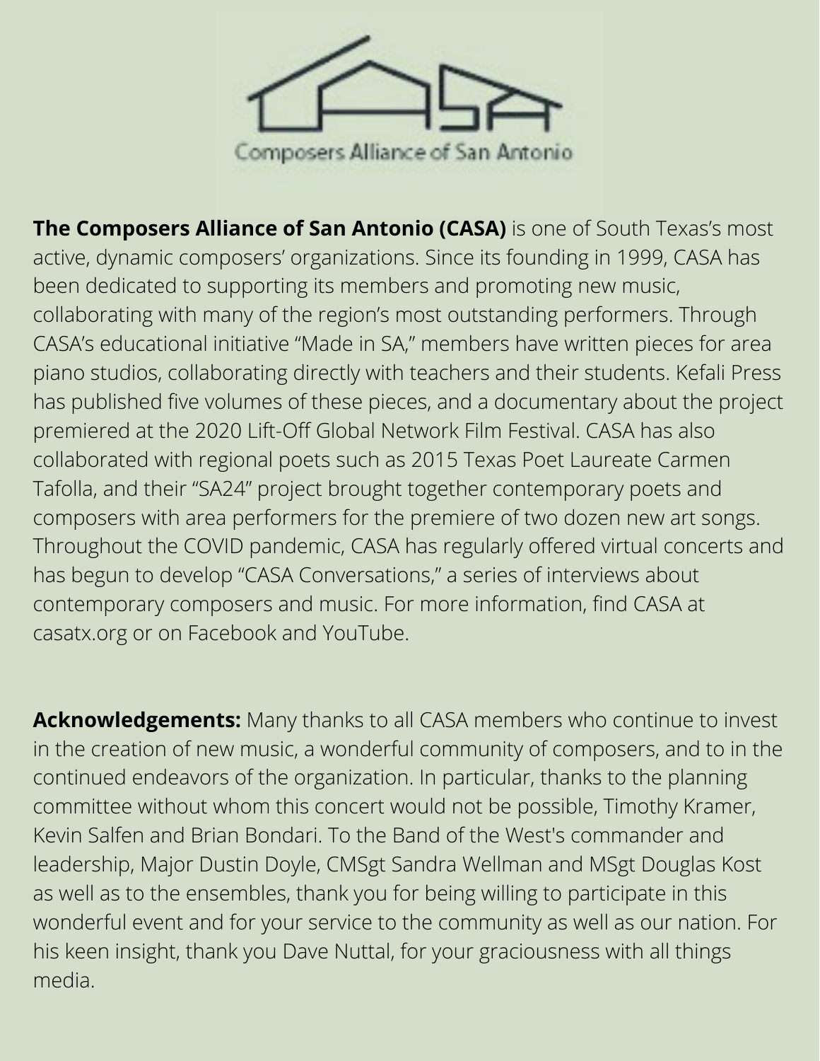Composers Alliance of San Antonio

**The Composers Alliance of San Antonio (CASA)** is one of South Texas's most active, dynamic composers' organizations. Since its founding in 1999, CASA has been dedicated to supporting its members and promoting new music, collaborating with many of the region's most outstanding performers. Through CASA's educational initiative "Made in SA," members have written pieces for area piano studios, collaborating directly with teachers and their students. Kefali Press has published five volumes of these pieces, and a documentary about the project premiered at the 2020 Lift-Off Global Network Film Festival. CASA has also collaborated with regional poets such as 2015 Texas Poet Laureate Carmen Tafolla, and their "SA24" project brought together contemporary poets and composers with area performers for the premiere of two dozen new art songs. Throughout the COVID pandemic, CASA has regularly offered virtual concerts and has begun to develop "CASA Conversations," a series of interviews about contemporary composers and music. For more information, find CASA at casatx.org or on Facebook and YouTube.

**Acknowledgements:** Many thanks to all CASA members who continue to invest in the creation of new music, a wonderful community of composers, and to in the continued endeavors of the organization. In particular, thanks to the planning committee without whom this concert would not be possible, Timothy Kramer, Kevin Salfen and Brian Bondari. To the Band of the West's commander and leadership, Major Dustin Doyle, CMSgt Sandra Wellman and MSgt Douglas Kost as well as to the ensembles, thank you for being willing to participate in this wonderful event and for your service to the community as well as our nation. For his keen insight, thank you Dave Nuttal, for your graciousness with all things media.